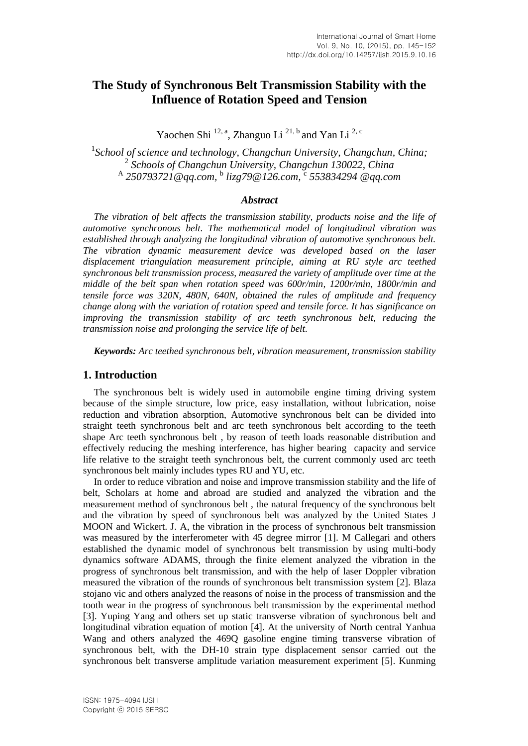# The Study of Synchronous Belt Transmission Stability with the Influence of Rotation Speed and Tension

Yaochen Shi [12, a], Zhanguo Li [21, b] and Yan Li [2, c]

[1]*School of science and technology, Changchun University, Changchun, China;*
[2] *Schools of Changchun University, Changchun 130022, China*
[A] *250793721@qq.com,* [b] *lizg79@126.com,* [c] *553834294 @qq.com*

### *Abstract*

*The vibration of belt affects the transmission stability, products noise and the life of automotive synchronous belt. The mathematical model of longitudinal vibration was established through analyzing the longitudinal vibration of automotive synchronous belt. The vibration dynamic measurement device was developed based on the laser displacement triangulation measurement principle, aiming at RU style arc teethed synchronous belt transmission process, measured the variety of amplitude over time at the middle of the belt span when rotation speed was 600r/min, 1200r/min, 1800r/min and tensile force was 320N, 480N, 640N, obtained the rules of amplitude and frequency change along with the variation of rotation speed and tensile force. It has significance on improving the transmission stability of arc teeth synchronous belt, reducing the transmission noise and prolonging the service life of belt.*

***Keywords:*** *Arc teethed synchronous belt, vibration measurement, transmission stability*

## 1. Introduction

The synchronous belt is widely used in automobile engine timing driving system because of the simple structure, low price, easy installation, without lubrication, noise reduction and vibration absorption, Automotive synchronous belt can be divided into straight teeth synchronous belt and arc teeth synchronous belt according to the teeth shape Arc teeth synchronous belt , by reason of teeth loads reasonable distribution and effectively reducing the meshing interference, has higher bearing capacity and service life relative to the straight teeth synchronous belt, the current commonly used arc teeth synchronous belt mainly includes types RU and YU, etc.

In order to reduce vibration and noise and improve transmission stability and the life of belt, Scholars at home and abroad are studied and analyzed the vibration and the measurement method of synchronous belt , the natural frequency of the synchronous belt and the vibration by speed of synchronous belt was analyzed by the United States J MOON and Wickert. J. A, the vibration in the process of synchronous belt transmission was measured by the interferometer with 45 degree mirror [1]. M Callegari and others established the dynamic model of synchronous belt transmission by using multi-body dynamics software ADAMS, through the finite element analyzed the vibration in the progress of synchronous belt transmission, and with the help of laser Doppler vibration measured the vibration of the rounds of synchronous belt transmission system [2]. Blaza stojano vic and others analyzed the reasons of noise in the process of transmission and the tooth wear in the progress of synchronous belt transmission by the experimental method [3]. Yuping Yang and others set up static transverse vibration of synchronous belt and longitudinal vibration equation of motion [4]. At the university of North central Yanhua Wang and others analyzed the 469Q gasoline engine timing transverse vibration of synchronous belt, with the DH-10 strain type displacement sensor carried out the synchronous belt transverse amplitude variation measurement experiment [5]. Kunming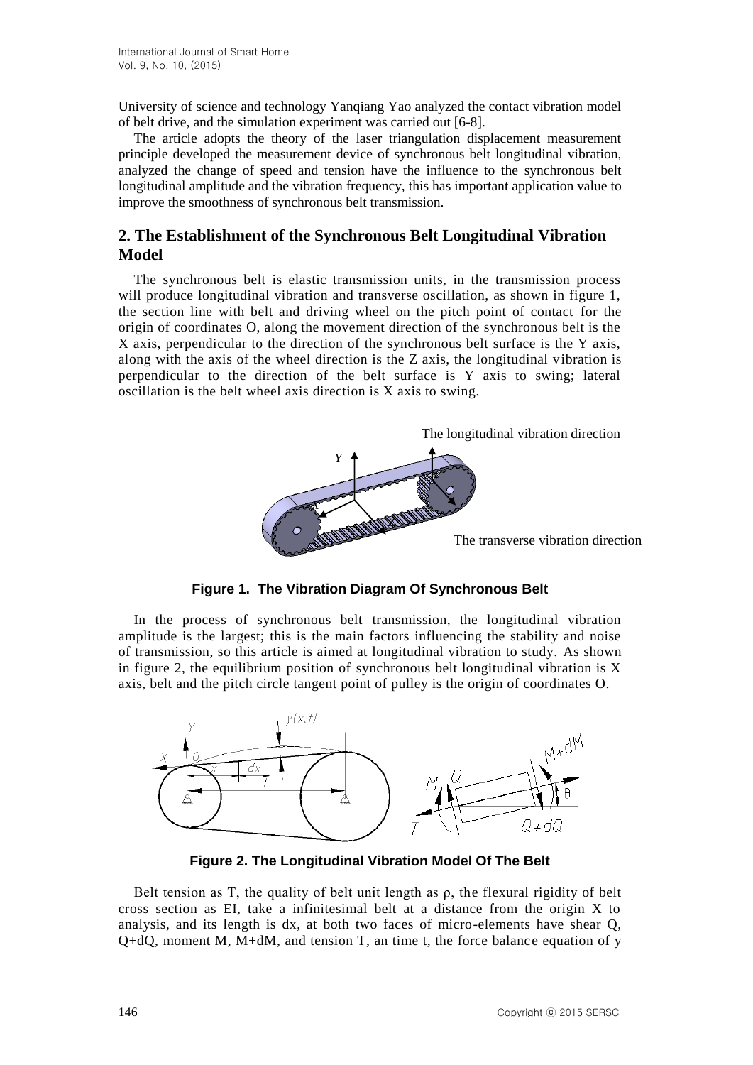University of science and technology Yanqiang Yao analyzed the contact vibration model of belt drive, and the simulation experiment was carried out [6-8].

The article adopts the theory of the laser triangulation displacement measurement principle developed the measurement device of synchronous belt longitudinal vibration, analyzed the change of speed and tension have the influence to the synchronous belt longitudinal amplitude and the vibration frequency, this has important application value to improve the smoothness of synchronous belt transmission.

## 2. The Establishment of the Synchronous Belt Longitudinal Vibration Model

The synchronous belt is elastic transmission units, in the transmission process will produce longitudinal vibration and transverse oscillation, as shown in figure 1, the section line with belt and driving wheel on the pitch point of contact for the origin of coordinates O, along the movement direction of the synchronous belt is the X axis, perpendicular to the direction of the synchronous belt surface is the Y axis, along with the axis of the wheel direction is the Z axis, the longitudinal vibration is perpendicular to the direction of the belt surface is Y axis to swing; lateral oscillation is the belt wheel axis direction is X axis to swing.

**Figure 1. The Vibration Diagram Of Synchronous Belt**

In the process of synchronous belt transmission, the longitudinal vibration amplitude is the largest; this is the main factors influencing the stability and noise of transmission, so this article is aimed at longitudinal vibration to study. As shown in figure 2, the equilibrium position of synchronous belt longitudinal vibration is X axis, belt and the pitch circle tangent point of pulley is the origin of coordinates O.

**Figure 2. The Longitudinal Vibration Model Of The Belt**

Belt tension as T, the quality of belt unit length as $\rho$, the flexural rigidity of belt cross section as EI, take a infinitesimal belt at a distance from the origin X to analysis, and its length is dx, at both two faces of micro-elements have shear Q, Q+dQ, moment M, M+dM, and tension T, an time t, the force balance equation of y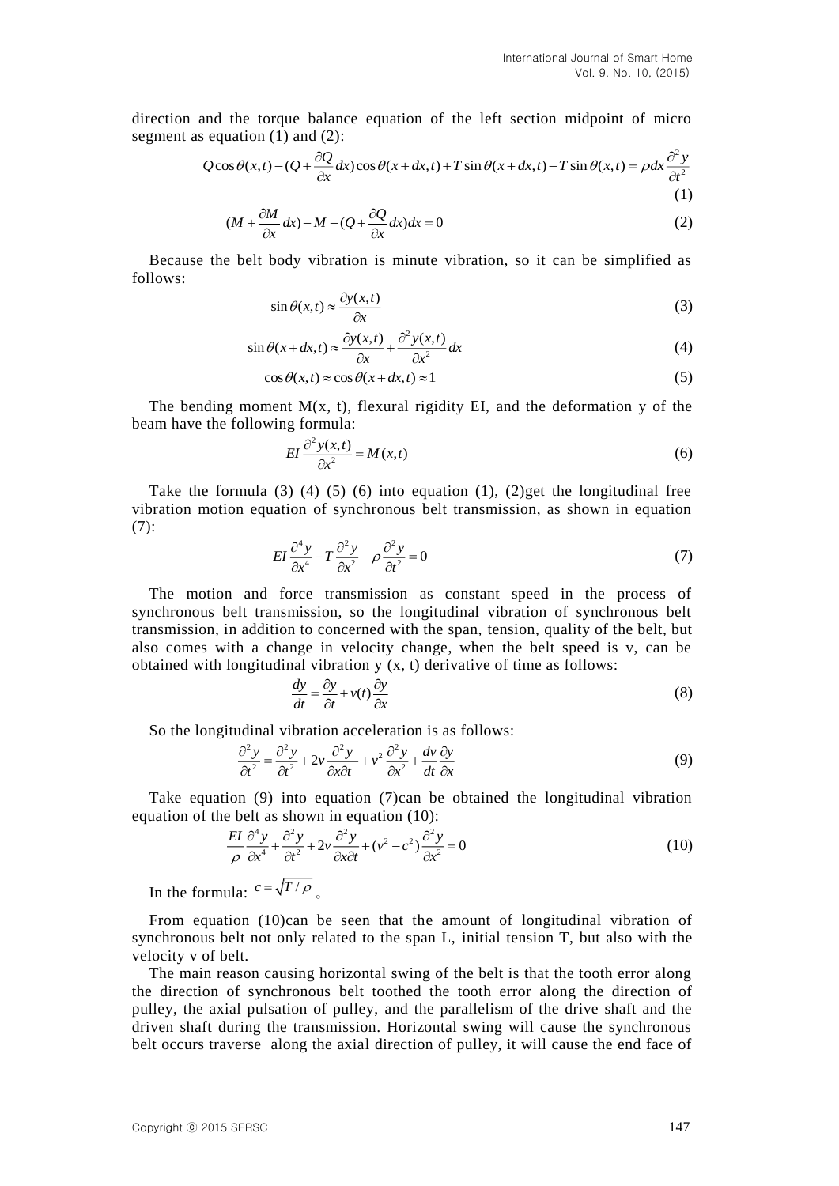direction and the torque balance equation of the left section midpoint of micro segment as equation (1) and (2):

$$Q\cos\theta(x,t)-(Q+\frac{\partial Q}{\partial x}dx)\cos\theta(x+dx,t)+T\sin\theta(x+dx,t)-T\sin\theta(x,t)=\rho dx\frac{\partial^2 y}{\partial t^2} \tag{1}$$

$$(M+\frac{\partial M}{\partial x}dx)-M-(Q+\frac{\partial Q}{\partial x}dx)dx=0 \tag{2}$$

Because the belt body vibration is minute vibration, so it can be simplified as follows:

$$\sin\theta(x,t)\approx\frac{\partial y(x,t)}{\partial x} \tag{3}$$

$$\sin\theta(x+dx,t)\approx\frac{\partial y(x,t)}{\partial x}+\frac{\partial^2 y(x,t)}{\partial x^2}dx \tag{4}$$

$$\cos\theta(x,t)\approx\cos\theta(x+dx,t)\approx 1 \tag{5}$$

The bending moment M(x, t), flexural rigidity EI, and the deformation y of the beam have the following formula:

$$EI\frac{\partial^2 y(x,t)}{\partial x^2}=M(x,t) \tag{6}$$

Take the formula (3) (4) (5) (6) into equation (1), (2)get the longitudinal free vibration motion equation of synchronous belt transmission, as shown in equation (7):

$$EI\frac{\partial^4 y}{\partial x^4}-T\frac{\partial^2 y}{\partial x^2}+\rho\frac{\partial^2 y}{\partial t^2}=0 \tag{7}$$

The motion and force transmission as constant speed in the process of synchronous belt transmission, so the longitudinal vibration of synchronous belt transmission, in addition to concerned with the span, tension, quality of the belt, but also comes with a change in velocity change, when the belt speed is v, can be obtained with longitudinal vibration y (x, t) derivative of time as follows:

$$\frac{dy}{dt}=\frac{\partial y}{\partial t}+v(t)\frac{\partial y}{\partial x} \tag{8}$$

So the longitudinal vibration acceleration is as follows:

$$\frac{\partial^2 y}{\partial t^2}=\frac{\partial^2 y}{\partial t^2}+2v\frac{\partial^2 y}{\partial x\partial t}+v^2\frac{\partial^2 y}{\partial x^2}+\frac{dv}{dt}\frac{\partial y}{\partial x} \tag{9}$$

Take equation (9) into equation (7)can be obtained the longitudinal vibration equation of the belt as shown in equation (10):

$$\frac{EI}{\rho}\frac{\partial^4 y}{\partial x^4}+\frac{\partial^2 y}{\partial t^2}+2v\frac{\partial^2 y}{\partial x\partial t}+(v^2-c^2)\frac{\partial^2 y}{\partial x^2}=0 \tag{10}$$

In the formula: $c=\sqrt{T/\rho}$ 。

From equation (10)can be seen that the amount of longitudinal vibration of synchronous belt not only related to the span L, initial tension T, but also with the velocity v of belt.

The main reason causing horizontal swing of the belt is that the tooth error along the direction of synchronous belt toothed the tooth error along the direction of pulley, the axial pulsation of pulley, and the parallelism of the drive shaft and the driven shaft during the transmission. Horizontal swing will cause the synchronous belt occurs traverse along the axial direction of pulley, it will cause the end face of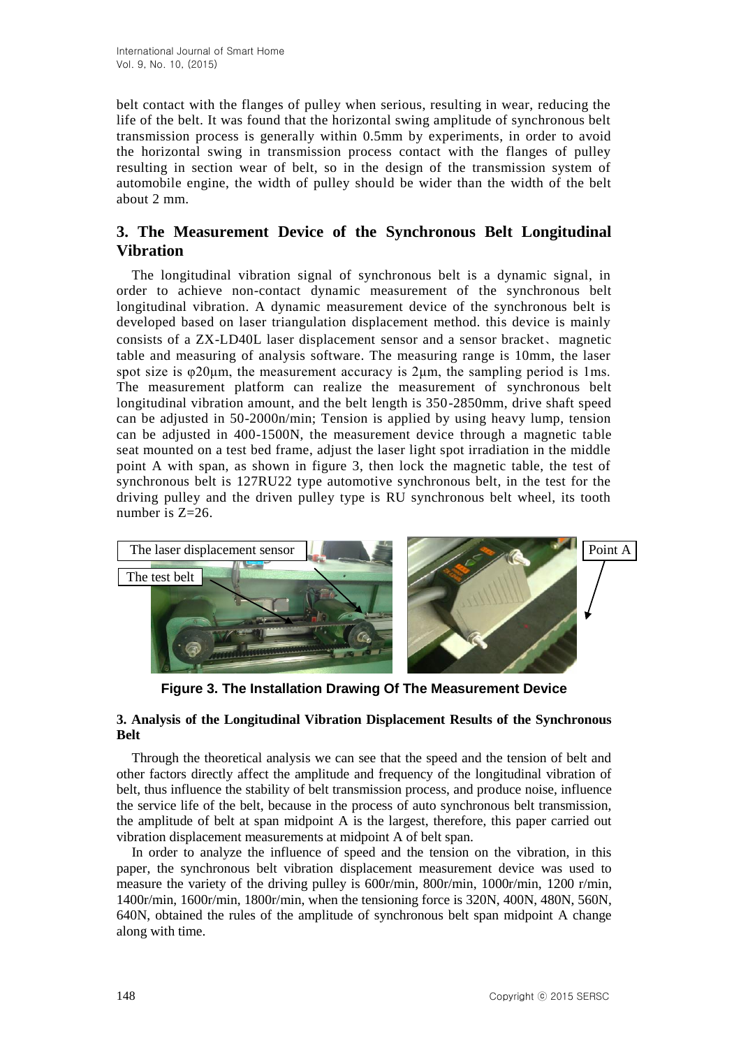belt contact with the flanges of pulley when serious, resulting in wear, reducing the life of the belt. It was found that the horizontal swing amplitude of synchronous belt transmission process is generally within 0.5mm by experiments, in order to avoid the horizontal swing in transmission process contact with the flanges of pulley resulting in section wear of belt, so in the design of the transmission system of automobile engine, the width of pulley should be wider than the width of the belt about 2 mm.

## 3. The Measurement Device of the Synchronous Belt Longitudinal Vibration

The longitudinal vibration signal of synchronous belt is a dynamic signal, in order to achieve non-contact dynamic measurement of the synchronous belt longitudinal vibration. A dynamic measurement device of the synchronous belt is developed based on laser triangulation displacement method. this device is mainly consists of a ZX-LD40L laser displacement sensor and a sensor bracket、magnetic table and measuring of analysis software. The measuring range is 10mm, the laser spot size is φ20μm, the measurement accuracy is 2μm, the sampling period is 1ms. The measurement platform can realize the measurement of synchronous belt longitudinal vibration amount, and the belt length is 350-2850mm, drive shaft speed can be adjusted in 50-2000n/min; Tension is applied by using heavy lump, tension can be adjusted in 400-1500N, the measurement device through a magnetic table seat mounted on a test bed frame, adjust the laser light spot irradiation in the middle point A with span, as shown in figure 3, then lock the magnetic table, the test of synchronous belt is 127RU22 type automotive synchronous belt, in the test for the driving pulley and the driven pulley type is RU synchronous belt wheel, its tooth number is Z=26.

**Figure 3. The Installation Drawing Of The Measurement Device**

### 3. Analysis of the Longitudinal Vibration Displacement Results of the Synchronous Belt

Through the theoretical analysis we can see that the speed and the tension of belt and other factors directly affect the amplitude and frequency of the longitudinal vibration of belt, thus influence the stability of belt transmission process, and produce noise, influence the service life of the belt, because in the process of auto synchronous belt transmission, the amplitude of belt at span midpoint A is the largest, therefore, this paper carried out vibration displacement measurements at midpoint A of belt span.

In order to analyze the influence of speed and the tension on the vibration, in this paper, the synchronous belt vibration displacement measurement device was used to measure the variety of the driving pulley is 600r/min, 800r/min, 1000r/min, 1200 r/min, 1400r/min, 1600r/min, 1800r/min, when the tensioning force is 320N, 400N, 480N, 560N, 640N, obtained the rules of the amplitude of synchronous belt span midpoint A change along with time.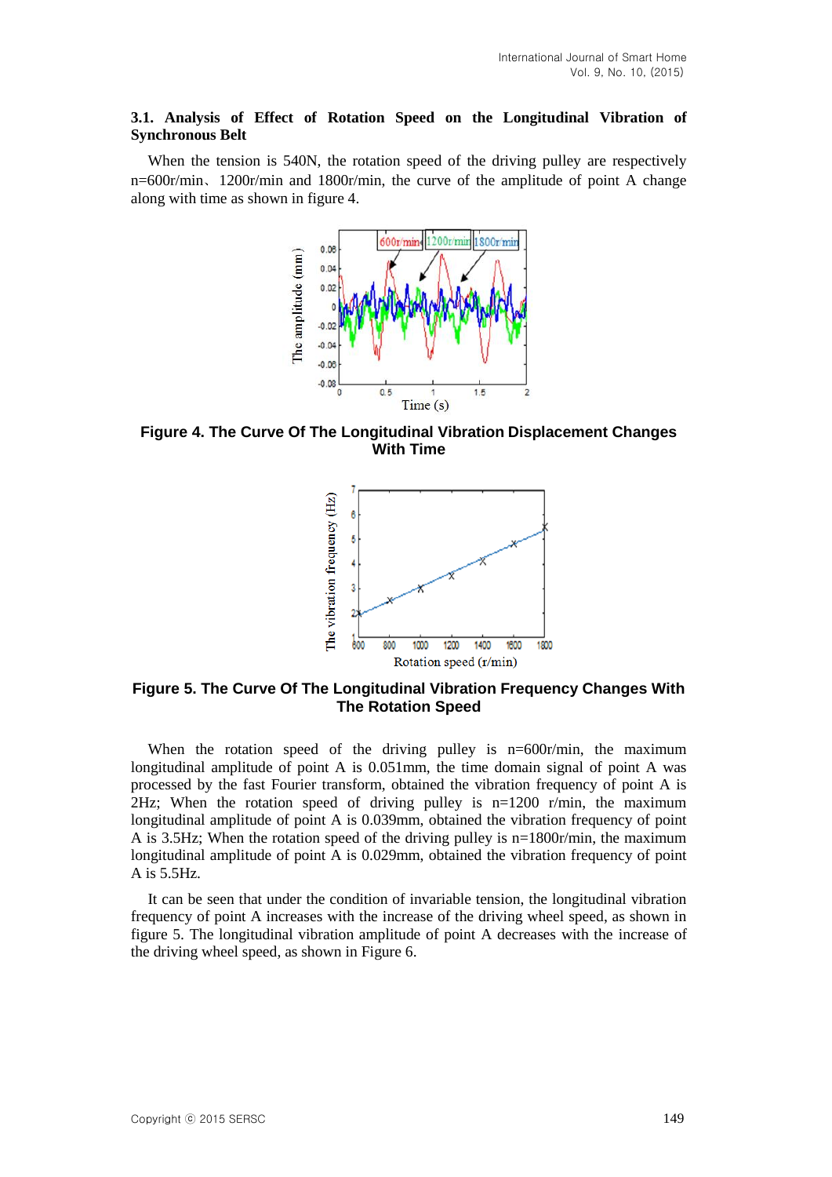### 3.1. Analysis of Effect of Rotation Speed on the Longitudinal Vibration of Synchronous Belt

When the tension is 540N, the rotation speed of the driving pulley are respectively n=600r/min、1200r/min and 1800r/min, the curve of the amplitude of point A change along with time as shown in figure 4.

**Figure 4. The Curve Of The Longitudinal Vibration Displacement Changes With Time**

**Figure 5. The Curve Of The Longitudinal Vibration Frequency Changes With The Rotation Speed**

When the rotation speed of the driving pulley is n=600r/min, the maximum longitudinal amplitude of point A is 0.051mm, the time domain signal of point A was processed by the fast Fourier transform, obtained the vibration frequency of point A is 2Hz; When the rotation speed of driving pulley is n=1200 r/min, the maximum longitudinal amplitude of point A is 0.039mm, obtained the vibration frequency of point A is 3.5Hz; When the rotation speed of the driving pulley is n=1800r/min, the maximum longitudinal amplitude of point A is 0.029mm, obtained the vibration frequency of point A is 5.5Hz.

It can be seen that under the condition of invariable tension, the longitudinal vibration frequency of point A increases with the increase of the driving wheel speed, as shown in figure 5. The longitudinal vibration amplitude of point A decreases with the increase of the driving wheel speed, as shown in Figure 6.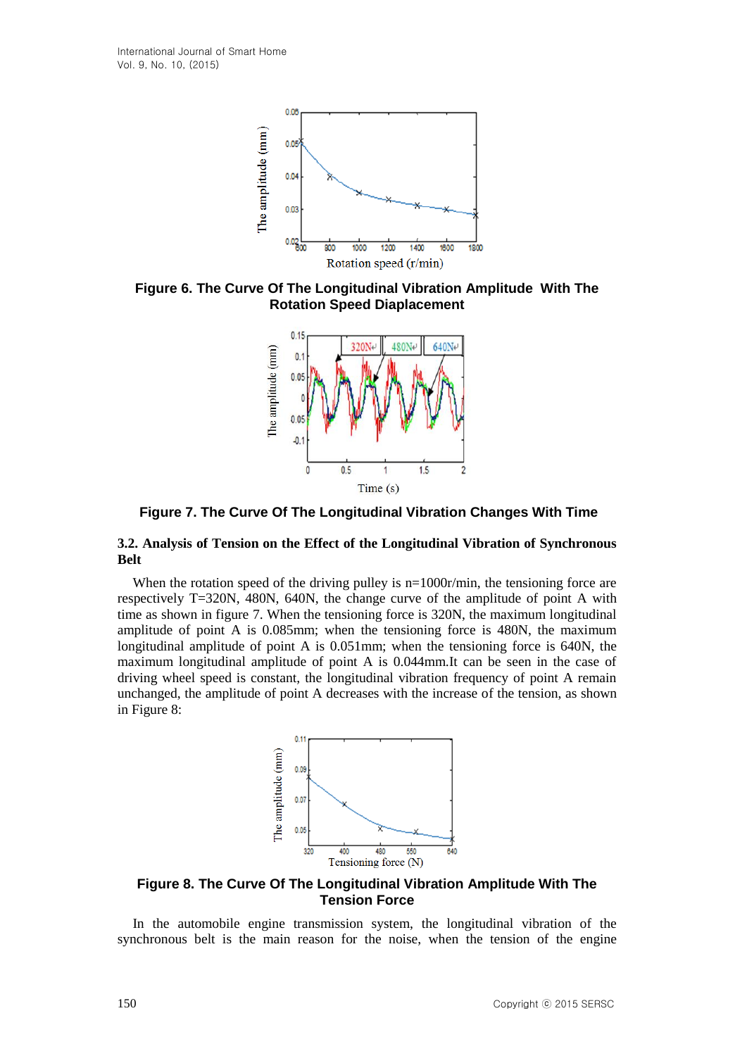**Figure 6. The Curve Of The Longitudinal Vibration Amplitude With The Rotation Speed Diaplacement**

**Figure 7. The Curve Of The Longitudinal Vibration Changes With Time**

### 3.2. Analysis of Tension on the Effect of the Longitudinal Vibration of Synchronous Belt

When the rotation speed of the driving pulley is n=1000r/min, the tensioning force are respectively T=320N, 480N, 640N, the change curve of the amplitude of point A with time as shown in figure 7. When the tensioning force is 320N, the maximum longitudinal amplitude of point A is 0.085mm; when the tensioning force is 480N, the maximum longitudinal amplitude of point A is 0.051mm; when the tensioning force is 640N, the maximum longitudinal amplitude of point A is 0.044mm.It can be seen in the case of driving wheel speed is constant, the longitudinal vibration frequency of point A remain unchanged, the amplitude of point A decreases with the increase of the tension, as shown in Figure 8:

**Figure 8. The Curve Of The Longitudinal Vibration Amplitude With The Tension Force**

In the automobile engine transmission system, the longitudinal vibration of the synchronous belt is the main reason for the noise, when the tension of the engine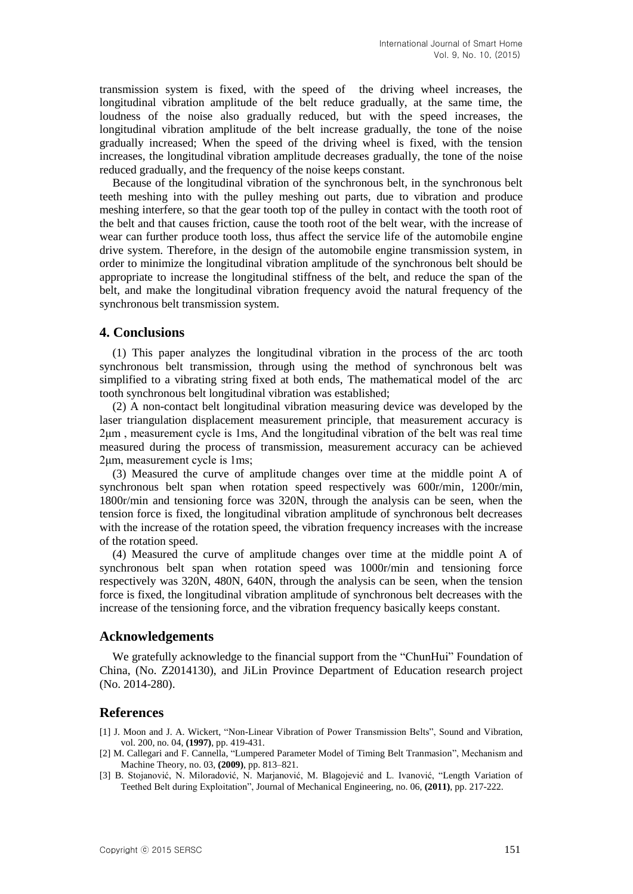transmission system is fixed, with the speed of the driving wheel increases, the longitudinal vibration amplitude of the belt reduce gradually, at the same time, the loudness of the noise also gradually reduced, but with the speed increases, the longitudinal vibration amplitude of the belt increase gradually, the tone of the noise gradually increased; When the speed of the driving wheel is fixed, with the tension increases, the longitudinal vibration amplitude decreases gradually, the tone of the noise reduced gradually, and the frequency of the noise keeps constant.

Because of the longitudinal vibration of the synchronous belt, in the synchronous belt teeth meshing into with the pulley meshing out parts, due to vibration and produce meshing interfere, so that the gear tooth top of the pulley in contact with the tooth root of the belt and that causes friction, cause the tooth root of the belt wear, with the increase of wear can further produce tooth loss, thus affect the service life of the automobile engine drive system. Therefore, in the design of the automobile engine transmission system, in order to minimize the longitudinal vibration amplitude of the synchronous belt should be appropriate to increase the longitudinal stiffness of the belt, and reduce the span of the belt, and make the longitudinal vibration frequency avoid the natural frequency of the synchronous belt transmission system.

## 4. Conclusions

(1) This paper analyzes the longitudinal vibration in the process of the arc tooth synchronous belt transmission, through using the method of synchronous belt was simplified to a vibrating string fixed at both ends, The mathematical model of the arc tooth synchronous belt longitudinal vibration was established;

(2) A non-contact belt longitudinal vibration measuring device was developed by the laser triangulation displacement measurement principle, that measurement accuracy is 2μm , measurement cycle is 1ms, And the longitudinal vibration of the belt was real time measured during the process of transmission, measurement accuracy can be achieved 2μm, measurement cycle is 1ms;

(3) Measured the curve of amplitude changes over time at the middle point A of synchronous belt span when rotation speed respectively was 600r/min, 1200r/min, 1800r/min and tensioning force was 320N, through the analysis can be seen, when the tension force is fixed, the longitudinal vibration amplitude of synchronous belt decreases with the increase of the rotation speed, the vibration frequency increases with the increase of the rotation speed.

(4) Measured the curve of amplitude changes over time at the middle point A of synchronous belt span when rotation speed was 1000r/min and tensioning force respectively was 320N, 480N, 640N, through the analysis can be seen, when the tension force is fixed, the longitudinal vibration amplitude of synchronous belt decreases with the increase of the tensioning force, and the vibration frequency basically keeps constant.

## Acknowledgements

We gratefully acknowledge to the financial support from the "ChunHui" Foundation of China, (No. Z2014130), and JiLin Province Department of Education research project (No. 2014-280).

## References

[1] J. Moon and J. A. Wickert, "Non-Linear Vibration of Power Transmission Belts", Sound and Vibration, vol. 200, no. 04, **(1997)**, pp. 419-431.

[2] M. Callegari and F. Cannella, "Lumpered Parameter Model of Timing Belt Tranmasion", Mechanism and Machine Theory, no. 03, **(2009)**, pp. 813–821.

[3] B. Stojanović, N. Miloradović, N. Marjanović, M. Blagojević and L. Ivanović, "Length Variation of Teethed Belt during Exploitation", Journal of Mechanical Engineering, no. 06, **(2011)**, pp. 217-222.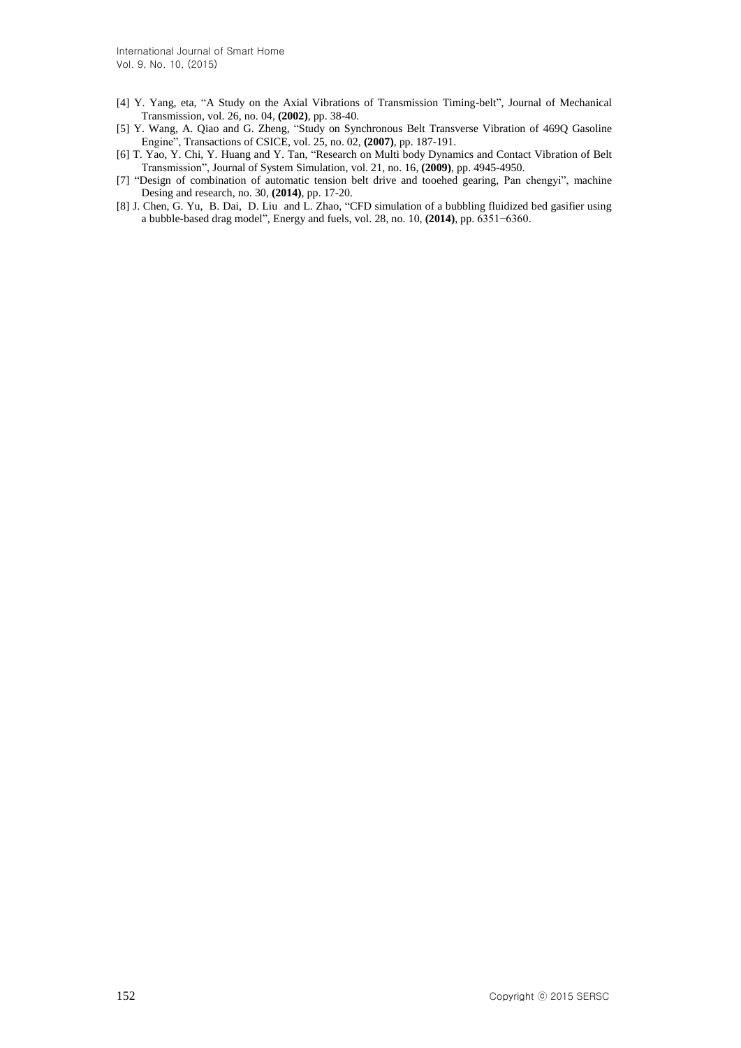[4] Y. Yang, eta, "A Study on the Axial Vibrations of Transmission Timing-belt", Journal of Mechanical Transmission, vol. 26, no. 04, **(2002)**, pp. 38-40.

[5] Y. Wang, A. Qiao and G. Zheng, "Study on Synchronous Belt Transverse Vibration of 469Q Gasoline Engine", Transactions of CSICE, vol. 25, no. 02, **(2007)**, pp. 187-191.

[6] T. Yao, Y. Chi, Y. Huang and Y. Tan, "Research on Multi body Dynamics and Contact Vibration of Belt Transmission", Journal of System Simulation, vol. 21, no. 16, **(2009)**, pp. 4945-4950.

[7] "Design of combination of automatic tension belt drive and tooehed gearing, Pan chengyi", machine Desing and research, no. 30, **(2014)**, pp. 17-20.

[8] J. Chen, G. Yu, B. Dai, D. Liu and L. Zhao, "CFD simulation of a bubbling fluidized bed gasifier using a bubble-based drag model", Energy and fuels, vol. 28, no. 10, **(2014)**, pp. 6351−6360.